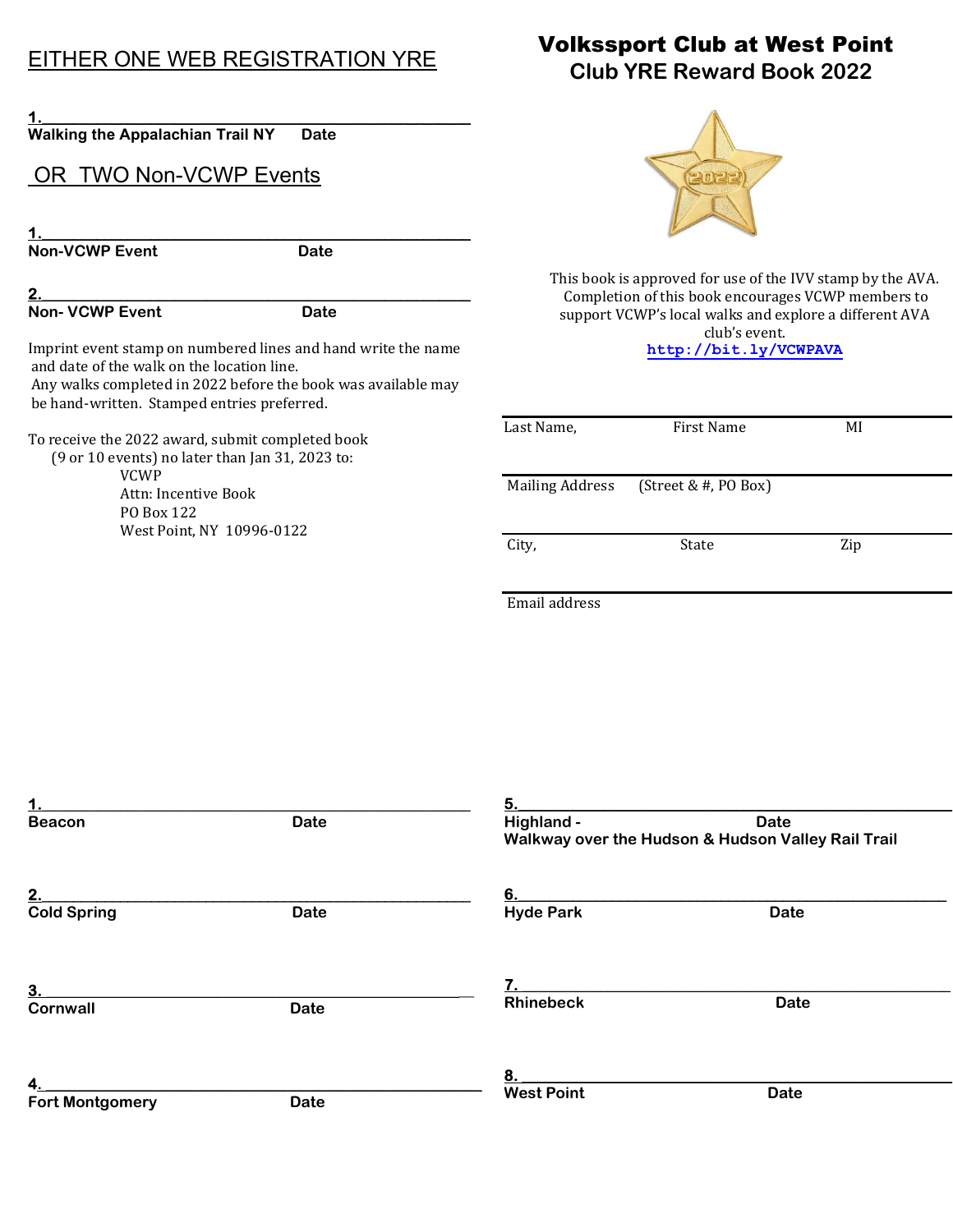# Volkssport Club at West Point
## Club YRE Reward Book 2022

This book is approved for use of the IVV stamp by the AVA. Completion of this book encourages VCWP members to support VCWP's local walks and explore a different AVA club's event.
http://bit.ly/VCWPAVA

Last Name, First Name MI

Mailing Address (Street & #, PO Box)

City, State Zip

Email address

## EITHER ONE WEB REGISTRATION YRE

1. ______________________________
**Walking the Appalachian Trail NY** **Date**

## OR TWO Non-VCWP Events

1. ______________________________
**Non-VCWP Event** **Date**

2. ______________________________
**Non- VCWP Event** **Date**

Imprint event stamp on numbered lines and hand write the name and date of the walk on the location line.
Any walks completed in 2022 before the book was available may be hand-written. Stamped entries preferred.

To receive the 2022 award, submit completed book (9 or 10 events) no later than Jan 31, 2023 to:

VCWP
Attn: Incentive Book
PO Box 122
West Point, NY 10996-0122

1. ______________________________
**Beacon** **Date**

2. ______________________________
**Cold Spring** **Date**

3. ______________________________
**Cornwall** **Date**

4. ______________________________
**Fort Montgomery** **Date**

5. ______________________________
**Highland -** **Date**
**Walkway over the Hudson & Hudson Valley Rail Trail**

6. ______________________________
**Hyde Park** **Date**

7. ______________________________
**Rhinebeck** **Date**

8. ______________________________
**West Point** **Date**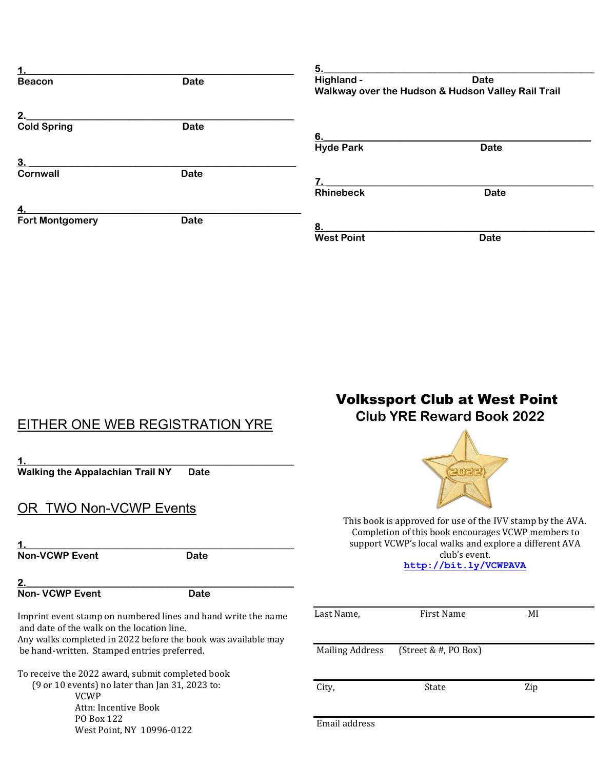1. \_\_\_\_\_\_\_\_\_\_\_\_\_\_\_\_\_\_\_\_\_\_\_\_\_\_\_\_\_\_\_\_\_\_\_\_\_\_\_\_
**Beacon** **Date**

2. \_\_\_\_\_\_\_\_\_\_\_\_\_\_\_\_\_\_\_\_\_\_\_\_\_\_\_\_\_\_\_\_\_\_\_\_\_\_\_\_
**Cold Spring** **Date**

3. \_\_\_\_\_\_\_\_\_\_\_\_\_\_\_\_\_\_\_\_\_\_\_\_\_\_\_\_\_\_\_\_\_\_\_\_\_\_\_\_
**Cornwall** **Date**

4. \_\_\_\_\_\_\_\_\_\_\_\_\_\_\_\_\_\_\_\_\_\_\_\_\_\_\_\_\_\_\_\_\_\_\_\_\_\_\_\_
**Fort Montgomery** **Date**

5. \_\_\_\_\_\_\_\_\_\_\_\_\_\_\_\_\_\_\_\_\_\_\_\_\_\_\_\_\_\_\_\_\_\_\_\_\_\_\_\_
**Highland -** **Date**
**Walkway over the Hudson & Hudson Valley Rail Trail**

6. \_\_\_\_\_\_\_\_\_\_\_\_\_\_\_\_\_\_\_\_\_\_\_\_\_\_\_\_\_\_\_\_\_\_\_\_\_\_\_\_
**Hyde Park** **Date**

7. \_\_\_\_\_\_\_\_\_\_\_\_\_\_\_\_\_\_\_\_\_\_\_\_\_\_\_\_\_\_\_\_\_\_\_\_\_\_\_\_
**Rhinebeck** **Date**

8. \_\_\_\_\_\_\_\_\_\_\_\_\_\_\_\_\_\_\_\_\_\_\_\_\_\_\_\_\_\_\_\_\_\_\_\_\_\_\_\_
**West Point** **Date**

## EITHER ONE WEB REGISTRATION YRE

1. \_\_\_\_\_\_\_\_\_\_\_\_\_\_\_\_\_\_\_\_\_\_\_\_\_\_\_\_\_\_\_\_\_\_\_\_\_\_\_\_
**Walking the Appalachian Trail NY** **Date**

## OR TWO Non-VCWP Events

1. \_\_\_\_\_\_\_\_\_\_\_\_\_\_\_\_\_\_\_\_\_\_\_\_\_\_\_\_\_\_\_\_\_\_\_\_\_\_\_\_
**Non-VCWP Event** **Date**

2. \_\_\_\_\_\_\_\_\_\_\_\_\_\_\_\_\_\_\_\_\_\_\_\_\_\_\_\_\_\_\_\_\_\_\_\_\_\_\_\_
**Non- VCWP Event** **Date**

Imprint event stamp on numbered lines and hand write the name and date of the walk on the location line.
Any walks completed in 2022 before the book was available may be hand-written. Stamped entries preferred.

To receive the 2022 award, submit completed book (9 or 10 events) no later than Jan 31, 2023 to:

VCWP
Attn: Incentive Book
PO Box 122
West Point, NY 10996-0122

# Volkssport Club at West Point

## Club YRE Reward Book 2022

This book is approved for use of the IVV stamp by the AVA. Completion of this book encourages VCWP members to support VCWP's local walks and explore a different AVA club's event.

http://bit.ly/VCWPAVA

Last Name, First Name MI

Mailing Address (Street & #, PO Box)

City, State Zip

Email address